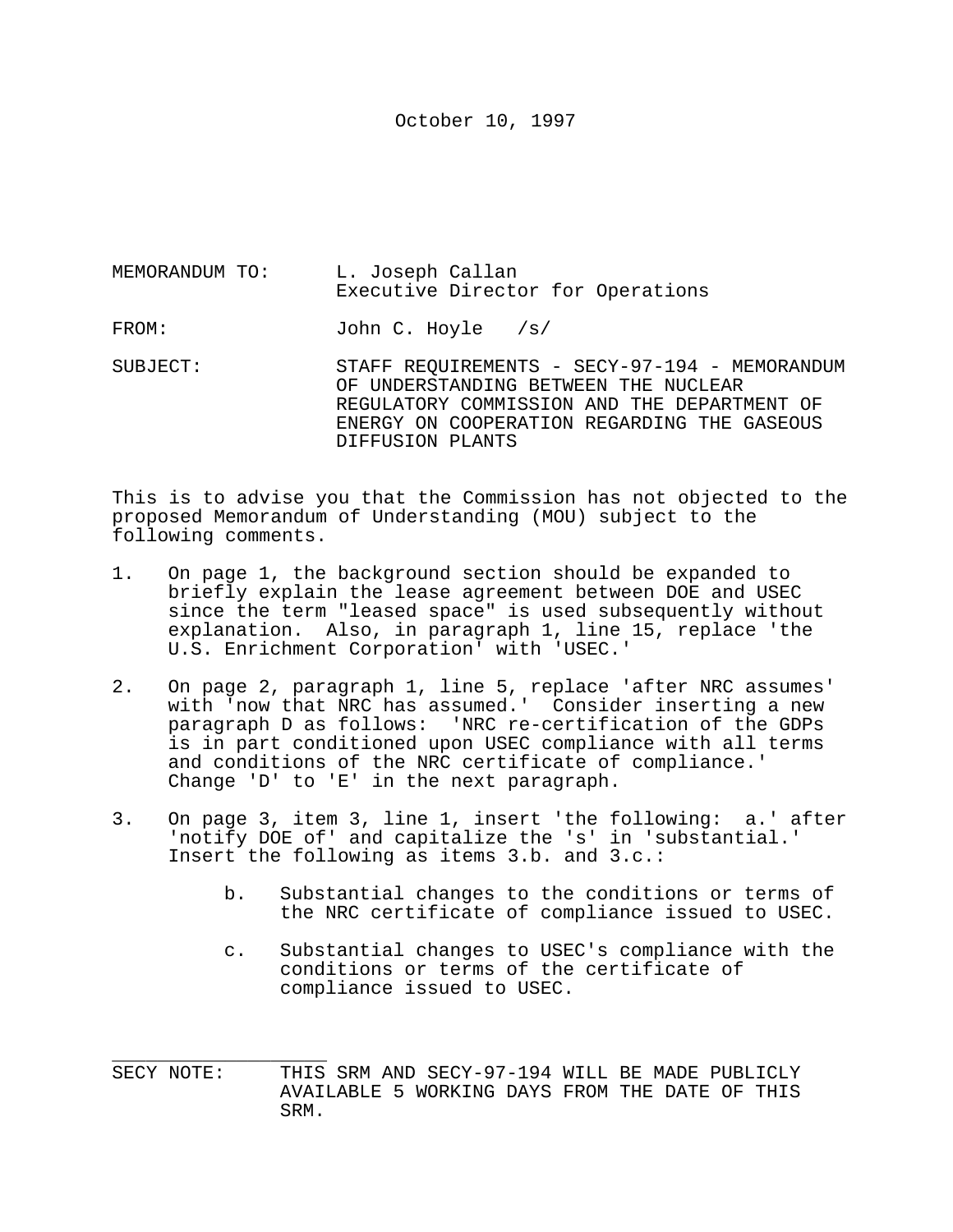October 10, 1997

MEMORANDUM TO: L. Joseph Callan
Executive Director for Operations

FROM: John C. Hoyle /s/

SUBJECT: STAFF REQUIREMENTS - SECY-97-194 - MEMORANDUM OF UNDERSTANDING BETWEEN THE NUCLEAR REGULATORY COMMISSION AND THE DEPARTMENT OF ENERGY ON COOPERATION REGARDING THE GASEOUS DIFFUSION PLANTS

This is to advise you that the Commission has not objected to the proposed Memorandum of Understanding (MOU) subject to the following comments.

1. On page 1, the background section should be expanded to briefly explain the lease agreement between DOE and USEC since the term "leased space" is used subsequently without explanation. Also, in paragraph 1, line 15, replace 'the U.S. Enrichment Corporation' with 'USEC.'

2. On page 2, paragraph 1, line 5, replace 'after NRC assumes' with 'now that NRC has assumed.' Consider inserting a new paragraph D as follows: 'NRC re-certification of the GDPs is in part conditioned upon USEC compliance with all terms and conditions of the NRC certificate of compliance.' Change 'D' to 'E' in the next paragraph.

3. On page 3, item 3, line 1, insert 'the following: a.' after 'notify DOE of' and capitalize the 's' in 'substantial.' Insert the following as items 3.b. and 3.c.:

   b. Substantial changes to the conditions or terms of the NRC certificate of compliance issued to USEC.

   c. Substantial changes to USEC's compliance with the conditions or terms of the certificate of compliance issued to USEC.

---

SECY NOTE: THIS SRM AND SECY-97-194 WILL BE MADE PUBLICLY AVAILABLE 5 WORKING DAYS FROM THE DATE OF THIS SRM.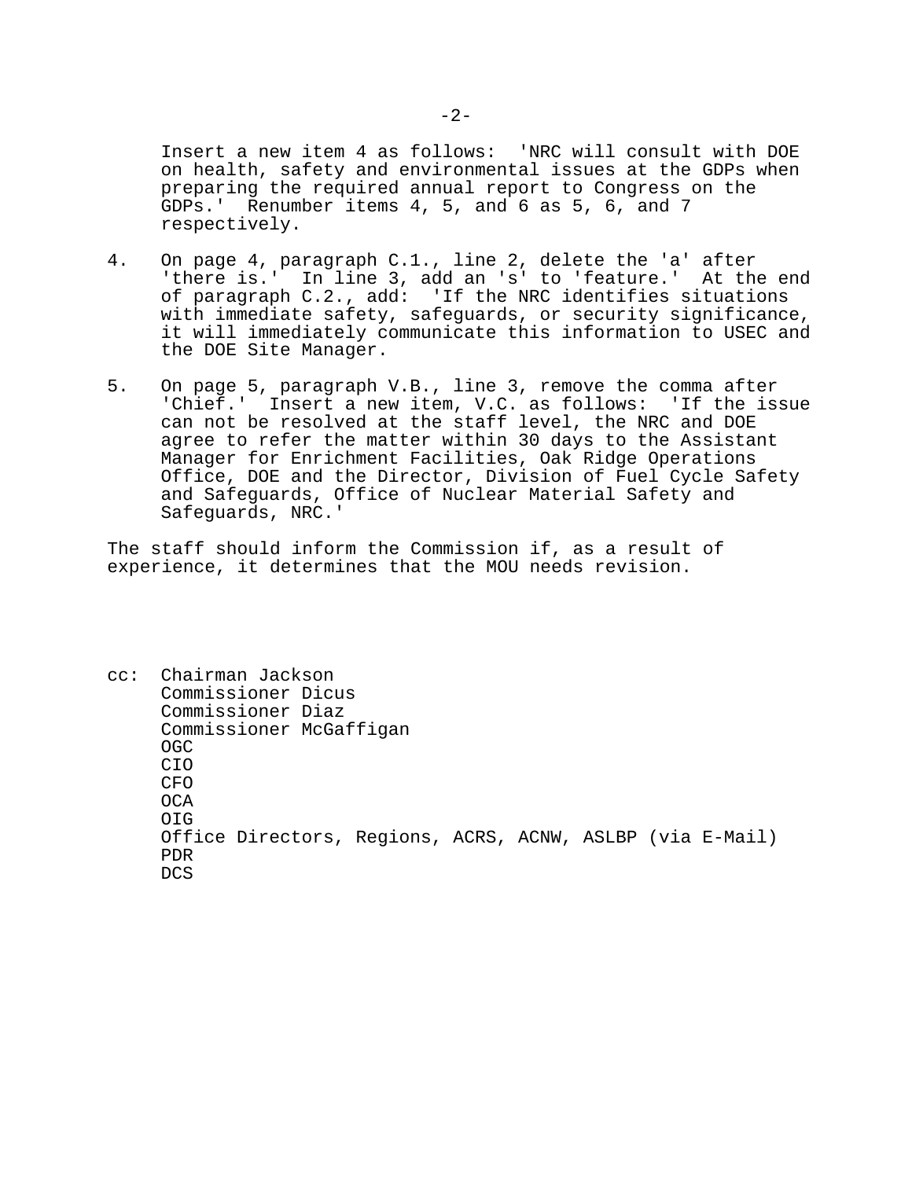Insert a new item 4 as follows: 'NRC will consult with DOE on health, safety and environmental issues at the GDPs when preparing the required annual report to Congress on the GDPs.' Renumber items 4, 5, and 6 as 5, 6, and 7 respectively.

4. On page 4, paragraph C.1., line 2, delete the 'a' after 'there is.' In line 3, add an 's' to 'feature.' At the end of paragraph C.2., add: 'If the NRC identifies situations with immediate safety, safeguards, or security significance, it will immediately communicate this information to USEC and the DOE Site Manager.

5. On page 5, paragraph V.B., line 3, remove the comma after 'Chief.' Insert a new item, V.C. as follows: 'If the issue can not be resolved at the staff level, the NRC and DOE agree to refer the matter within 30 days to the Assistant Manager for Enrichment Facilities, Oak Ridge Operations Office, DOE and the Director, Division of Fuel Cycle Safety and Safeguards, Office of Nuclear Material Safety and Safeguards, NRC.'

The staff should inform the Commission if, as a result of experience, it determines that the MOU needs revision.

cc: Chairman Jackson
Commissioner Dicus
Commissioner Diaz
Commissioner McGaffigan
OGC
CIO
CFO
OCA
OIG
Office Directors, Regions, ACRS, ACNW, ASLBP (via E-Mail)
PDR
DCS